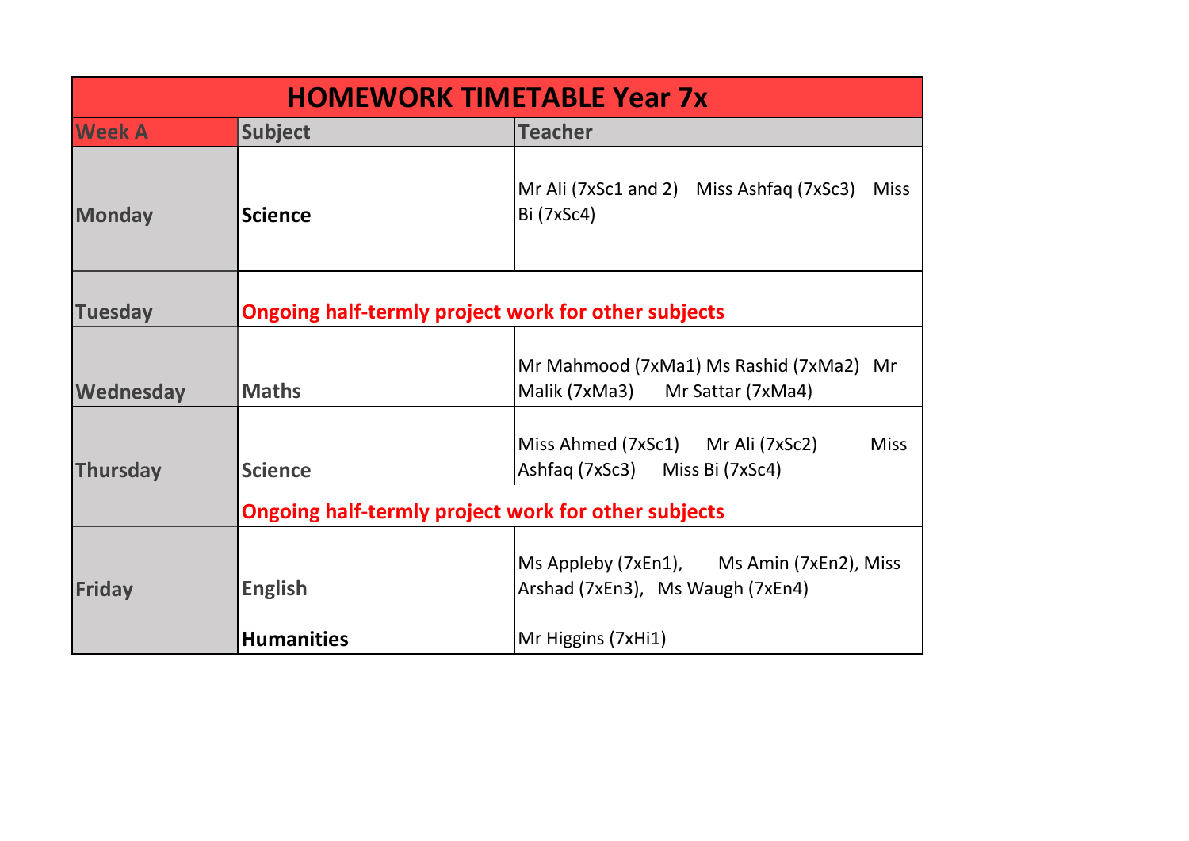# HOMEWORK TIMETABLE Year 7x

| Week A | Subject | Teacher |
|---|---|---|
| **Monday** | **Science** | Mr Ali (7xSc1 and 2) Miss Ashfaq (7xSc3) Miss Bi (7xSc4) |
| **Tuesday** | **Ongoing half-termly project work for other subjects** | |
| **Wednesday** | **Maths** | Mr Mahmood (7xMa1) Ms Rashid (7xMa2) Mr Malik (7xMa3) Mr Sattar (7xMa4) |
| **Thursday** | **Science**<br>**Ongoing half-termly project work for other subjects** | Miss Ahmed (7xSc1) Mr Ali (7xSc2) Miss Ashfaq (7xSc3) Miss Bi (7xSc4) |
| **Friday** | **English**<br>**Humanities** | Ms Appleby (7xEn1), Ms Amin (7xEn2), Miss Arshad (7xEn3), Ms Waugh (7xEn4)<br>Mr Higgins (7xHi1) |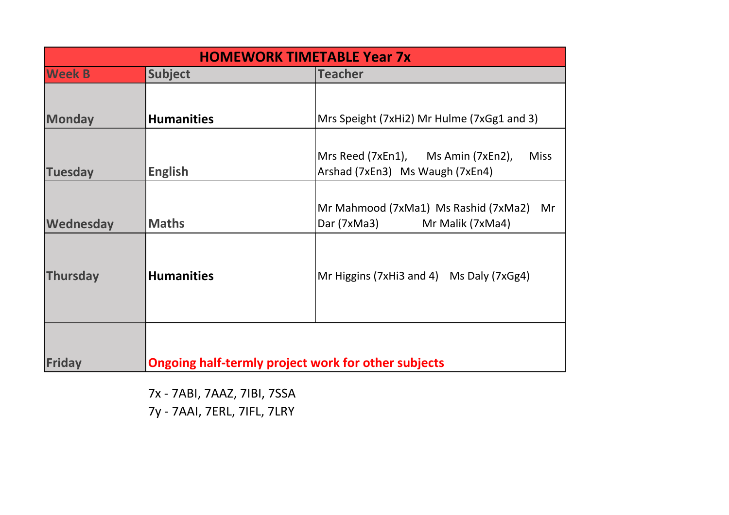| HOMEWORK TIMETABLE Year 7x | | |
|---|---|---|
| **Week B** | **Subject** | **Teacher** |
| **Monday** | **Humanities** | Mrs Speight (7xHi2) Mr Hulme (7xGg1 and 3) |
| **Tuesday** | **English** | Mrs Reed (7xEn1), Ms Amin (7xEn2), Miss Arshad (7xEn3) Ms Waugh (7xEn4) |
| **Wednesday** | **Maths** | Mr Mahmood (7xMa1) Ms Rashid (7xMa2) Mr Dar (7xMa3) Mr Malik (7xMa4) |
| **Thursday** | **Humanities** | Mr Higgins (7xHi3 and 4) Ms Daly (7xGg4) |
| **Friday** | **Ongoing half-termly project work for other subjects** | |

7x - 7ABI, 7AAZ, 7IBI, 7SSA

7y - 7AAI, 7ERL, 7IFL, 7LRY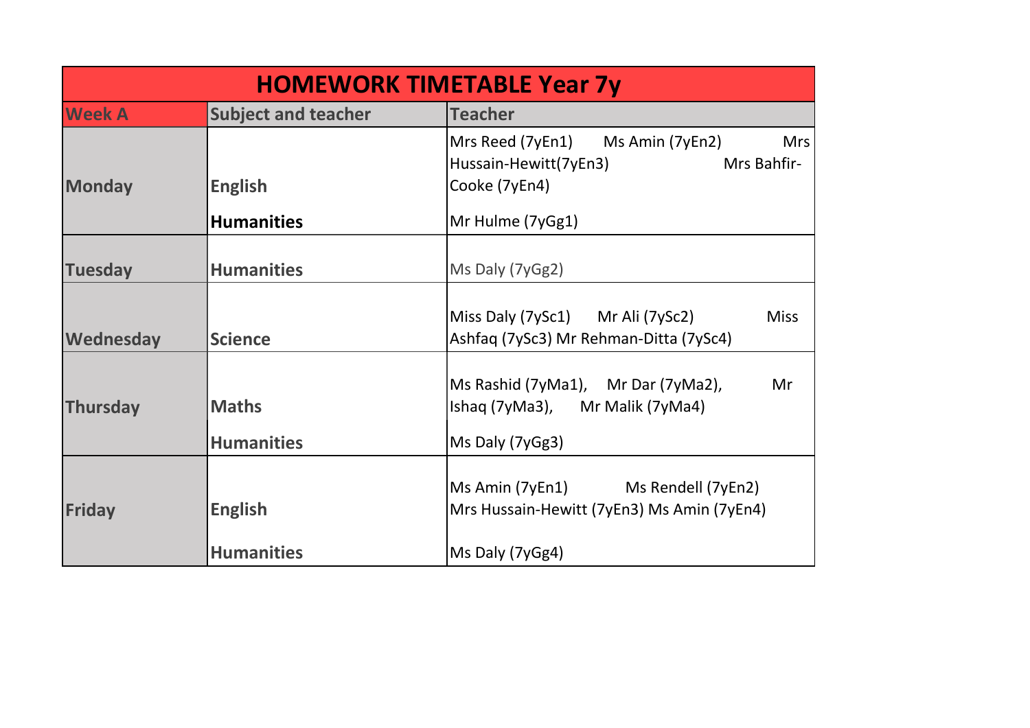# HOMEWORK TIMETABLE Year 7y

| Week A | Subject and teacher | Teacher |
| --- | --- | --- |
| Monday | **English** | Mrs Reed (7yEn1) Ms Amin (7yEn2) Mrs Hussain-Hewitt(7yEn3) Mrs Bahfir-Cooke (7yEn4) |
| | **Humanities** | Mr Hulme (7yGg1) |
| Tuesday | **Humanities** | Ms Daly (7yGg2) |
| Wednesday | **Science** | Miss Daly (7ySc1) Mr Ali (7ySc2) Miss Ashfaq (7ySc3) Mr Rehman-Ditta (7ySc4) |
| Thursday | **Maths** | Ms Rashid (7yMa1), Mr Dar (7yMa2), Mr Ishaq (7yMa3), Mr Malik (7yMa4) |
| | **Humanities** | Ms Daly (7yGg3) |
| Friday | **English** | Ms Amin (7yEn1) Ms Rendell (7yEn2) Mrs Hussain-Hewitt (7yEn3) Ms Amin (7yEn4) |
| | **Humanities** | Ms Daly (7yGg4) |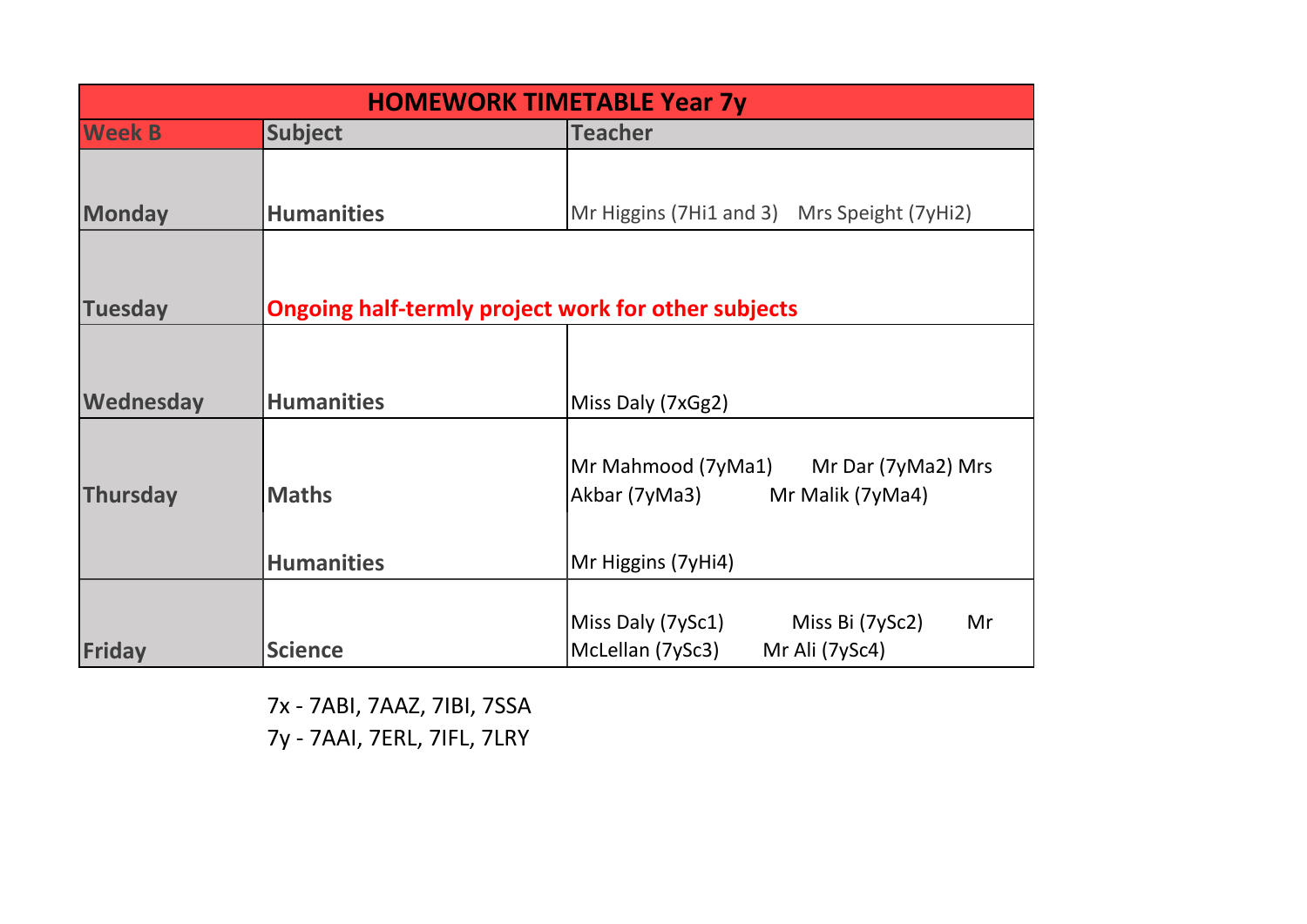| HOMEWORK TIMETABLE Year 7y | | |
|---|---|---|
| **Week B** | **Subject** | **Teacher** |
| **Monday** | **Humanities** | Mr Higgins (7Hi1 and 3) Mrs Speight (7yHi2) |
| **Tuesday** | **Ongoing half-termly project work for other subjects** | |
| **Wednesday** | **Humanities** | Miss Daly (7xGg2) |
| **Thursday** | **Maths**<br>**Humanities** | Mr Mahmood (7yMa1) Mr Dar (7yMa2) Mrs Akbar (7yMa3) Mr Malik (7yMa4)<br>Mr Higgins (7yHi4) |
| **Friday** | **Science** | Miss Daly (7ySc1) Miss Bi (7ySc2) Mr McLellan (7ySc3) Mr Ali (7ySc4) |

7x - 7ABI, 7AAZ, 7IBI, 7SSA
7y - 7AAI, 7ERL, 7IFL, 7LRY